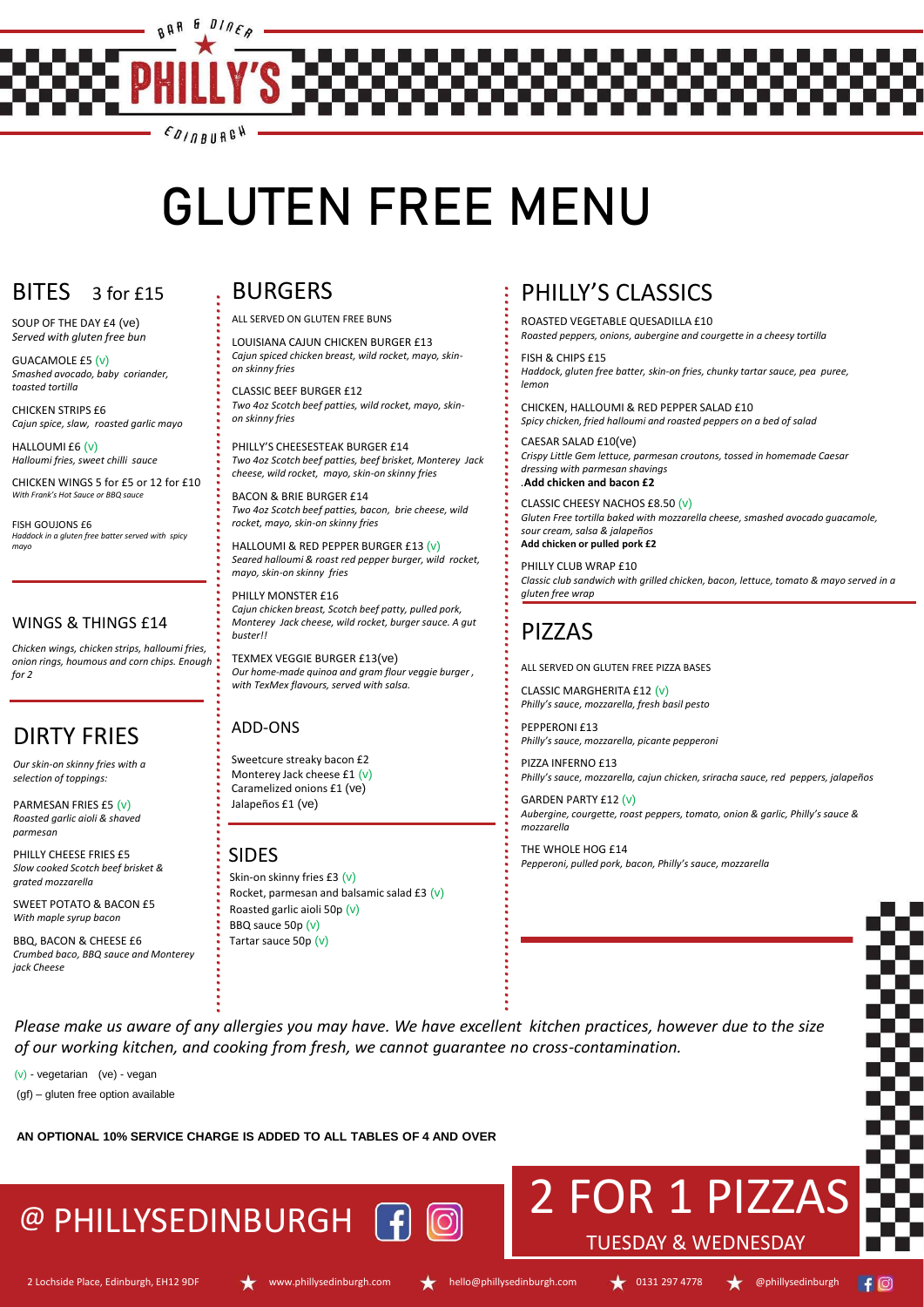BAR & DINER

# PHILLY'S

EDINBURGH

# GLUTEN FREE MENU

## BITES 3 for £15

SOUP OF THE DAY £4 (ve)
*Served with gluten free bun*

GUACAMOLE £5 (v)
*Smashed avocado, baby coriander, toasted tortilla*

CHICKEN STRIPS £6
*Cajun spice, slaw, roasted garlic mayo*

HALLOUMI £6 (v)
*Halloumi fries, sweet chilli sauce*

CHICKEN WINGS 5 for £5 or 12 for £10
*With Frank's Hot Sauce or BBQ sauce*

FISH GOUJONS £6
*Haddock in a gluten free batter served with spicy mayo*

## WINGS & THINGS £14

*Chicken wings, chicken strips, halloumi fries, onion rings, houmous and corn chips. Enough for 2*

## DIRTY FRIES

*Our skin-on skinny fries with a selection of toppings:*

PARMESAN FRIES £5 (v)
*Roasted garlic aioli & shaved parmesan*

PHILLY CHEESE FRIES £5
*Slow cooked Scotch beef brisket & grated mozzarella*

SWEET POTATO & BACON £5
*With maple syrup bacon*

BBQ, BACON & CHEESE £6
*Crumbed baco, BBQ sauce and Monterey jack Cheese*

## BURGERS

ALL SERVED ON GLUTEN FREE BUNS

LOUISIANA CAJUN CHICKEN BURGER £13
*Cajun spiced chicken breast, wild rocket, mayo, skin-on skinny fries*

CLASSIC BEEF BURGER £12
*Two 4oz Scotch beef patties, wild rocket, mayo, skin-on skinny fries*

PHILLY'S CHEESESTEAK BURGER £14
*Two 4oz Scotch beef patties, beef brisket, Monterey Jack cheese, wild rocket, mayo, skin-on skinny fries*

BACON & BRIE BURGER £14
*Two 4oz Scotch beef patties, bacon, brie cheese, wild rocket, mayo, skin-on skinny fries*

HALLOUMI & RED PEPPER BURGER £13 (v)
*Seared halloumi & roast red pepper burger, wild rocket, mayo, skin-on skinny fries*

PHILLY MONSTER £16
*Cajun chicken breast, Scotch beef patty, pulled pork, Monterey Jack cheese, wild rocket, burger sauce. A gut buster!!*

TEXMEX VEGGIE BURGER £13(ve)
*Our home-made quinoa and gram flour veggie burger, with TexMex flavours, served with salsa.*

## ADD-ONS

Sweetcure streaky bacon £2
Monterey Jack cheese £1 (v)
Caramelized onions £1 (ve)
Jalapeños £1 (ve)

## SIDES

Skin-on skinny fries £3 (v)
Rocket, parmesan and balsamic salad £3 (v)
Roasted garlic aioli 50p (v)
BBQ sauce 50p (v)
Tartar sauce 50p (v)

## PHILLY'S CLASSICS

ROASTED VEGETABLE QUESADILLA £10
*Roasted peppers, onions, aubergine and courgette in a cheesy tortilla*

FISH & CHIPS £15
*Haddock, gluten free batter, skin-on fries, chunky tartar sauce, pea puree, lemon*

CHICKEN, HALLOUMI & RED PEPPER SALAD £10
*Spicy chicken, fried halloumi and roasted peppers on a bed of salad*

CAESAR SALAD £10(ve)
*Crispy Little Gem lettuce, parmesan croutons, tossed in homemade Caesar dressing with parmesan shavings*
.**Add chicken and bacon £2**

CLASSIC CHEESY NACHOS £8.50 (v)
*Gluten Free tortilla baked with mozzarella cheese, smashed avocado guacamole, sour cream, salsa & jalapeños*
**Add chicken or pulled pork £2**

PHILLY CLUB WRAP £10
*Classic club sandwich with grilled chicken, bacon, lettuce, tomato & mayo served in a gluten free wrap*

## PIZZAS

ALL SERVED ON GLUTEN FREE PIZZA BASES

CLASSIC MARGHERITA £12 (v)
*Philly's sauce, mozzarella, fresh basil pesto*

PEPPERONI £13
*Philly's sauce, mozzarella, picante pepperoni*

PIZZA INFERNO £13
*Philly's sauce, mozzarella, cajun chicken, sriracha sauce, red peppers, jalapeños*

GARDEN PARTY £12 (v)
*Aubergine, courgette, roast peppers, tomato, onion & garlic, Philly's sauce & mozzarella*

THE WHOLE HOG £14
*Pepperoni, pulled pork, bacon, Philly's sauce, mozzarella*

*Please make us aware of any allergies you may have. We have excellent kitchen practices, however due to the size of our working kitchen, and cooking from fresh, we cannot guarantee no cross-contamination.*

(v) - vegetarian (ve) - vegan
(gf) – gluten free option available

**AN OPTIONAL 10% SERVICE CHARGE IS ADDED TO ALL TABLES OF 4 AND OVER**

@ PHILLYSEDINBURGH

# 2 FOR 1 PIZZAS

TUESDAY & WEDNESDAY

2 Lochside Place, Edinburgh, EH12 9DF | www.phillysedinburgh.com | hello@phillysedinburgh.com | 0131 297 4778 | @phillysedinburgh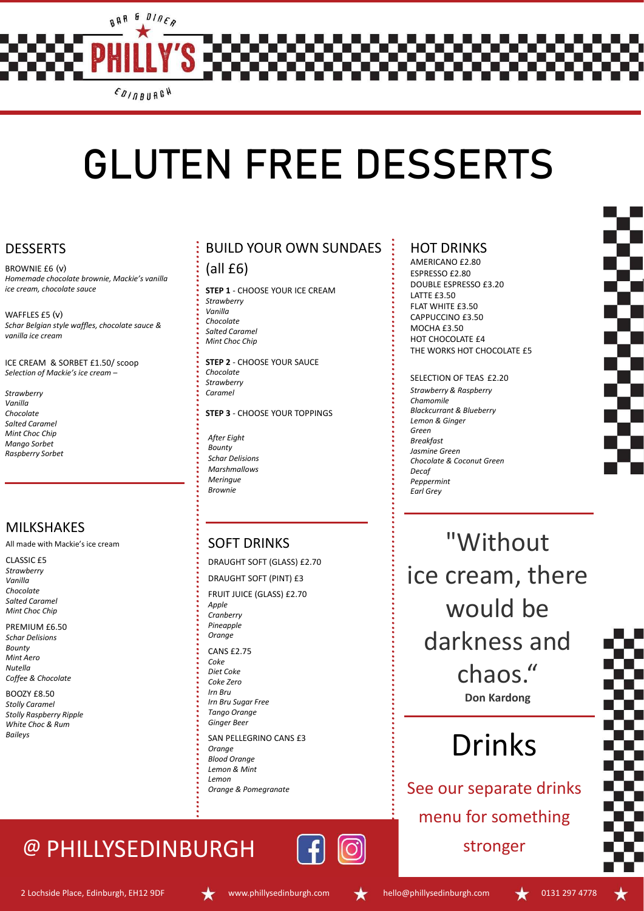BAR & DINER

PHILLY'S

EDINBURGH

# GLUTEN FREE DESSERTS

## DESSERTS

BROWNIE £6 (v)
*Homemade chocolate brownie, Mackie's vanilla ice cream, chocolate sauce*

WAFFLES £5 (v)
*Schar Belgian style waffles, chocolate sauce & vanilla ice cream*

ICE CREAM & SORBET £1.50/ scoop
*Selection of Mackie's ice cream –*

*Strawberry*
*Vanilla*
*Chocolate*
*Salted Caramel*
*Mint Choc Chip*
*Mango Sorbet*
*Raspberry Sorbet*

## MILKSHAKES

All made with Mackie's ice cream

CLASSIC £5
*Strawberry*
*Vanilla*
*Chocolate*
*Salted Caramel*
*Mint Choc Chip*

PREMIUM £6.50
*Schar Delisions*
*Bounty*
*Mint Aero*
*Nutella*
*Coffee & Chocolate*

BOOZY £8.50
*Stolly Caramel*
*Stolly Raspberry Ripple*
*White Choc & Rum*
*Baileys*

## BUILD YOUR OWN SUNDAES (all £6)

**STEP 1** - CHOOSE YOUR ICE CREAM
*Strawberry*
*Vanilla*
*Chocolate*
*Salted Caramel*
*Mint Choc Chip*

**STEP 2** - CHOOSE YOUR SAUCE
*Chocolate*
*Strawberry*
*Caramel*

**STEP 3** - CHOOSE YOUR TOPPINGS

*After Eight*
*Bounty*
*Schar Delisions*
*Marshmallows*
*Meringue*
*Brownie*

## SOFT DRINKS

DRAUGHT SOFT (GLASS) £2.70

DRAUGHT SOFT (PINT) £3

FRUIT JUICE (GLASS) £2.70
*Apple*
*Cranberry*
*Pineapple*
*Orange*

CANS £2.75
*Coke*
*Diet Coke*
*Coke Zero*
*Irn Bru*
*Irn Bru Sugar Free*
*Tango Orange*
*Ginger Beer*

SAN PELLEGRINO CANS £3
*Orange*
*Blood Orange*
*Lemon & Mint*
*Lemon*
*Orange & Pomegranate*

## HOT DRINKS

AMERICANO £2.80
ESPRESSO £2.80
DOUBLE ESPRESSO £3.20
LATTE £3.50
FLAT WHITE £3.50
CAPPUCCINO £3.50
MOCHA £3.50
HOT CHOCOLATE £4
THE WORKS HOT CHOCOLATE £5

SELECTION OF TEAS £2.20
*Strawberry & Raspberry*
*Chamomile*
*Blackcurrant & Blueberry*
*Lemon & Ginger*
*Green*
*Breakfast*
*Jasmine Green*
*Chocolate & Coconut Green*
*Decaf*
*Peppermint*
*Earl Grey*

"Without ice cream, there would be darkness and chaos."
**Don Kardong**

## Drinks

See our separate drinks menu for something stronger

@ PHILLYSEDINBURGH

2 Lochside Place, Edinburgh, EH12 9DF ★ www.phillysedinburgh.com ★ hello@phillysedinburgh.com ★ 0131 297 4778